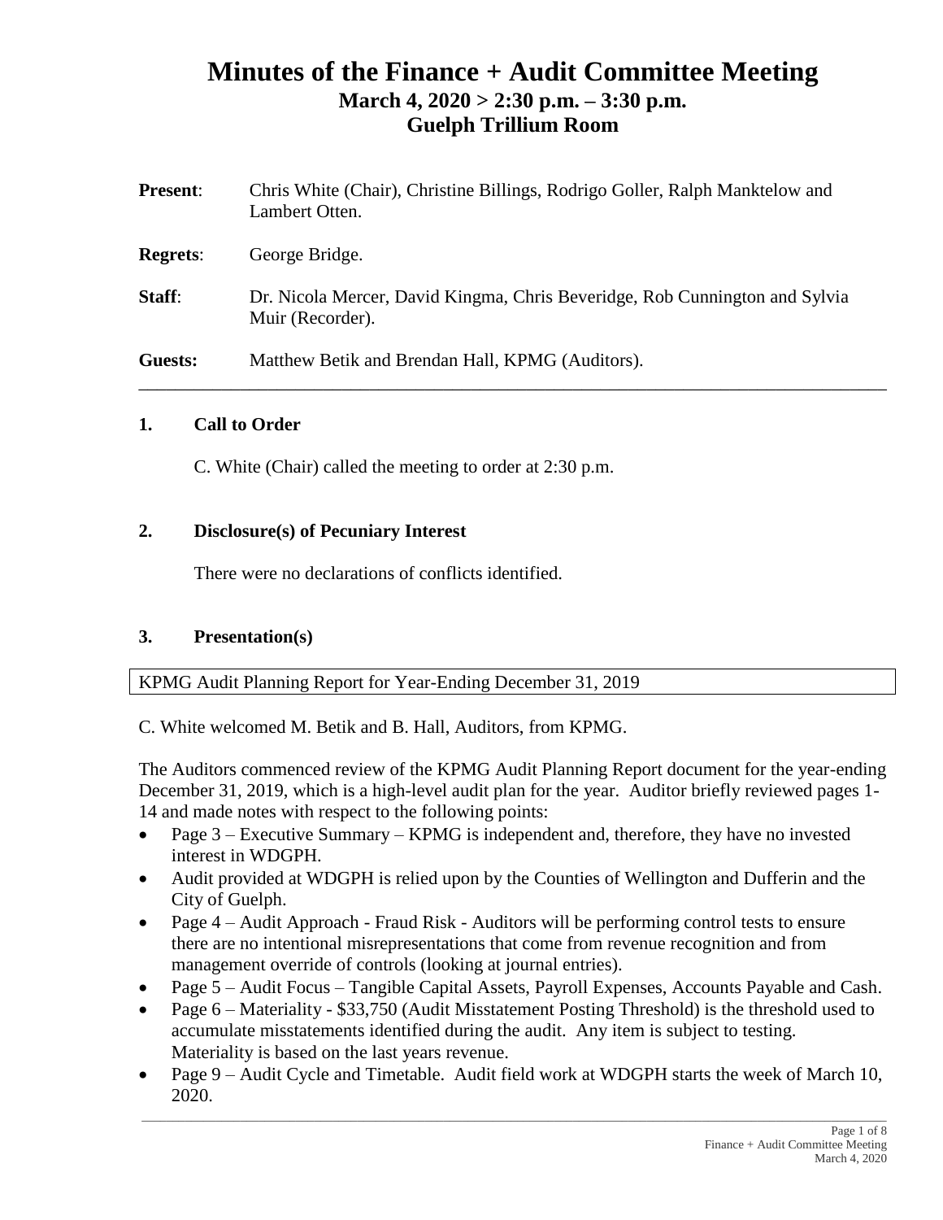# Minutes of the Finance + Audit Committee Meeting

## March 4, 2020 > 2:30 p.m. – 3:30 p.m.

## Guelph Trillium Room

**Present**: Chris White (Chair), Christine Billings, Rodrigo Goller, Ralph Manktelow and Lambert Otten.

**Regrets**: George Bridge.

**Staff**: Dr. Nicola Mercer, David Kingma, Chris Beveridge, Rob Cunnington and Sylvia Muir (Recorder).

**Guests:** Matthew Betik and Brendan Hall, KPMG (Auditors).

---

### 1. Call to Order

C. White (Chair) called the meeting to order at 2:30 p.m.

### 2. Disclosure(s) of Pecuniary Interest

There were no declarations of conflicts identified.

### 3. Presentation(s)

KPMG Audit Planning Report for Year-Ending December 31, 2019

C. White welcomed M. Betik and B. Hall, Auditors, from KPMG.

The Auditors commenced review of the KPMG Audit Planning Report document for the year-ending December 31, 2019, which is a high-level audit plan for the year. Auditor briefly reviewed pages 1-14 and made notes with respect to the following points:

- Page 3 – Executive Summary – KPMG is independent and, therefore, they have no invested interest in WDGPH.
- Audit provided at WDGPH is relied upon by the Counties of Wellington and Dufferin and the City of Guelph.
- Page 4 – Audit Approach - Fraud Risk - Auditors will be performing control tests to ensure there are no intentional misrepresentations that come from revenue recognition and from management override of controls (looking at journal entries).
- Page 5 – Audit Focus – Tangible Capital Assets, Payroll Expenses, Accounts Payable and Cash.
- Page 6 – Materiality - $33,750 (Audit Misstatement Posting Threshold) is the threshold used to accumulate misstatements identified during the audit. Any item is subject to testing. Materiality is based on the last years revenue.
- Page 9 – Audit Cycle and Timetable. Audit field work at WDGPH starts the week of March 10, 2020.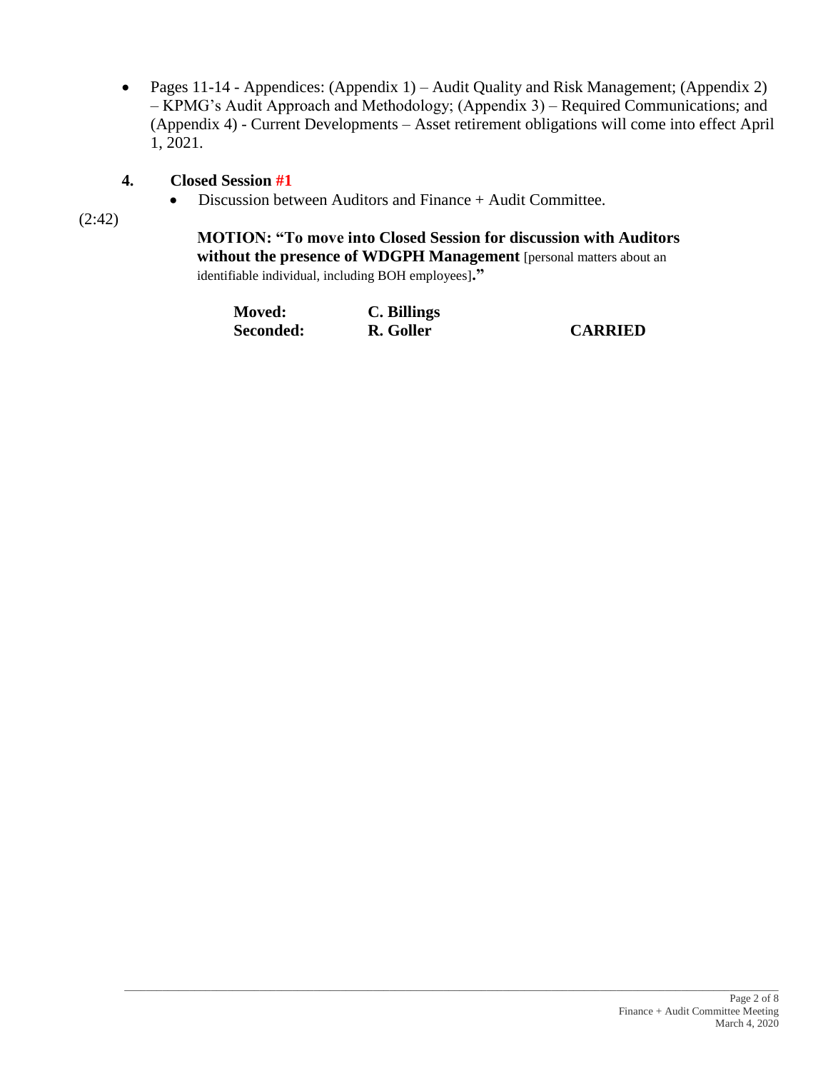- Pages 11-14 - Appendices: (Appendix 1) – Audit Quality and Risk Management; (Appendix 2) – KPMG's Audit Approach and Methodology; (Appendix 3) – Required Communications; and (Appendix 4) - Current Developments – Asset retirement obligations will come into effect April 1, 2021.

**4. Closed Session #1**

- Discussion between Auditors and Finance + Audit Committee.

(2:42)

**MOTION: "To move into Closed Session for discussion with Auditors without the presence of WDGPH Management** [personal matters about an identifiable individual, including BOH employees]**."**

| | | |
|---|---|---|
| **Moved:** | **C. Billings** | |
| **Seconded:** | **R. Goller** | **CARRIED** |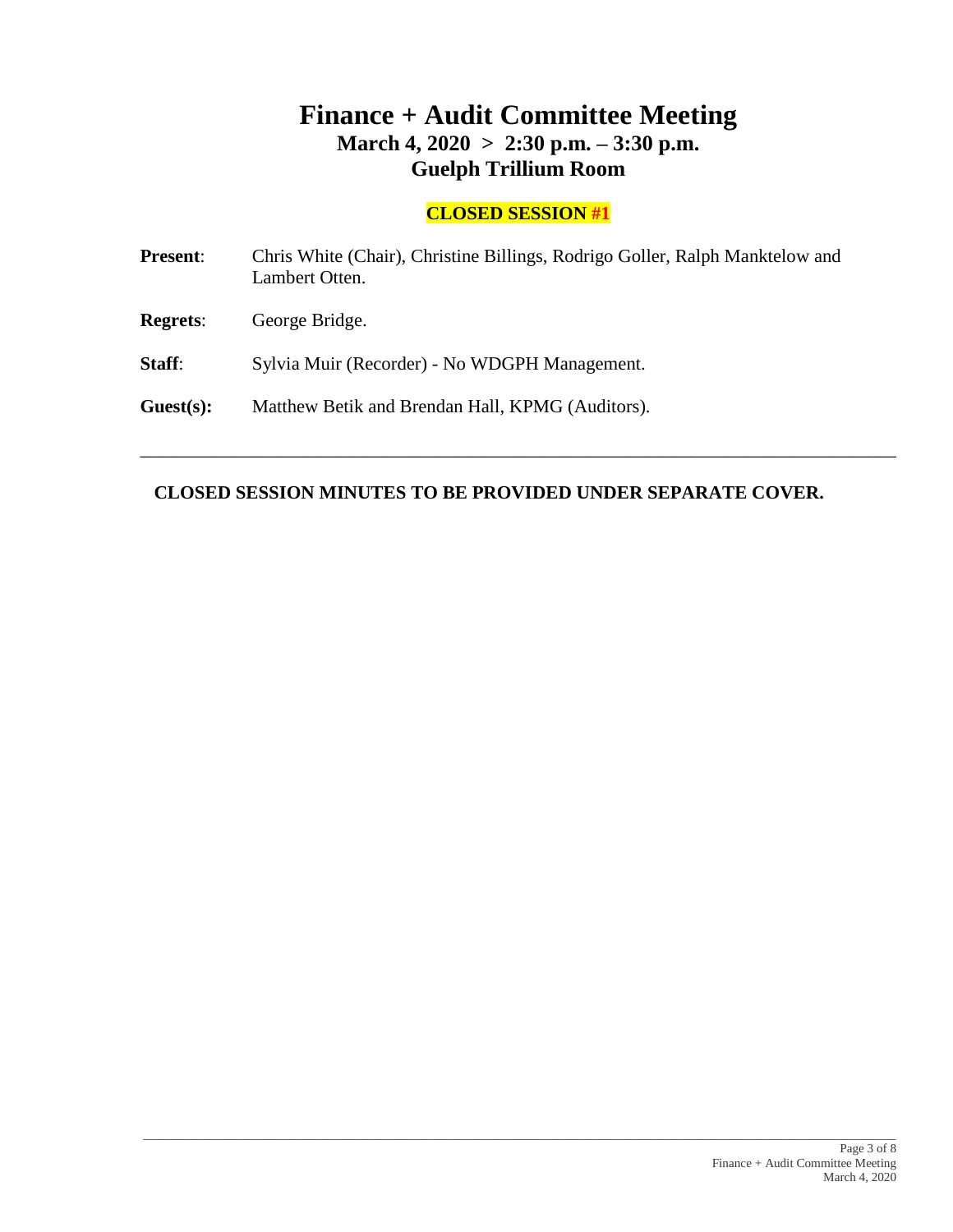# Finance + Audit Committee Meeting

## March 4, 2020 > 2:30 p.m. – 3:30 p.m.

## Guelph Trillium Room

**CLOSED SESSION #1**

**Present**: Chris White (Chair), Christine Billings, Rodrigo Goller, Ralph Manktelow and Lambert Otten.

**Regrets**: George Bridge.

**Staff**: Sylvia Muir (Recorder) - No WDGPH Management.

**Guest(s):** Matthew Betik and Brendan Hall, KPMG (Auditors).

---

**CLOSED SESSION MINUTES TO BE PROVIDED UNDER SEPARATE COVER.**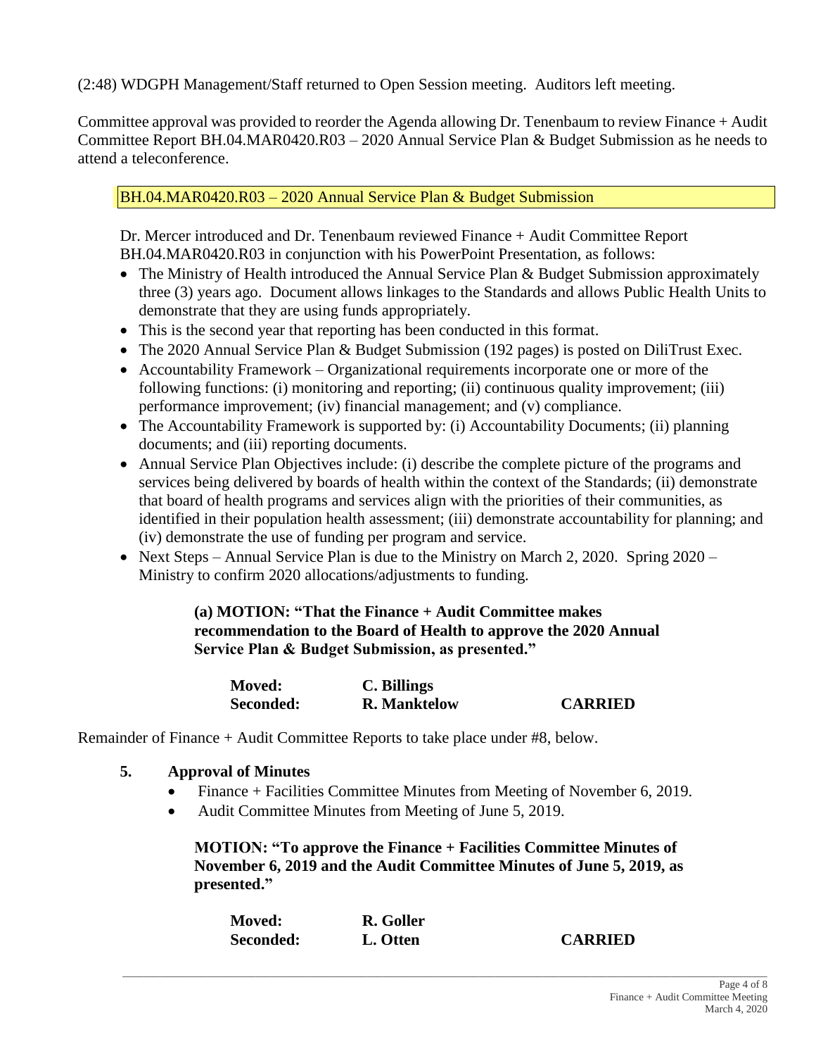(2:48) WDGPH Management/Staff returned to Open Session meeting. Auditors left meeting.

Committee approval was provided to reorder the Agenda allowing Dr. Tenenbaum to review Finance + Audit Committee Report BH.04.MAR0420.R03 – 2020 Annual Service Plan & Budget Submission as he needs to attend a teleconference.

### BH.04.MAR0420.R03 – 2020 Annual Service Plan & Budget Submission

Dr. Mercer introduced and Dr. Tenenbaum reviewed Finance + Audit Committee Report BH.04.MAR0420.R03 in conjunction with his PowerPoint Presentation, as follows:

- The Ministry of Health introduced the Annual Service Plan & Budget Submission approximately three (3) years ago. Document allows linkages to the Standards and allows Public Health Units to demonstrate that they are using funds appropriately.
- This is the second year that reporting has been conducted in this format.
- The 2020 Annual Service Plan & Budget Submission (192 pages) is posted on DiliTrust Exec.
- Accountability Framework – Organizational requirements incorporate one or more of the following functions: (i) monitoring and reporting; (ii) continuous quality improvement; (iii) performance improvement; (iv) financial management; and (v) compliance.
- The Accountability Framework is supported by: (i) Accountability Documents; (ii) planning documents; and (iii) reporting documents.
- Annual Service Plan Objectives include: (i) describe the complete picture of the programs and services being delivered by boards of health within the context of the Standards; (ii) demonstrate that board of health programs and services align with the priorities of their communities, as identified in their population health assessment; (iii) demonstrate accountability for planning; and (iv) demonstrate the use of funding per program and service.
- Next Steps – Annual Service Plan is due to the Ministry on March 2, 2020. Spring 2020 – Ministry to confirm 2020 allocations/adjustments to funding.

> **(a) MOTION: "That the Finance + Audit Committee makes recommendation to the Board of Health to approve the 2020 Annual Service Plan & Budget Submission, as presented."**
>
> **Moved:** **C. Billings**
> **Seconded:** **R. Manktelow** **CARRIED**

Remainder of Finance + Audit Committee Reports to take place under #8, below.

## 5. Approval of Minutes

- Finance + Facilities Committee Minutes from Meeting of November 6, 2019.
- Audit Committee Minutes from Meeting of June 5, 2019.

> **MOTION: "To approve the Finance + Facilities Committee Minutes of November 6, 2019 and the Audit Committee Minutes of June 5, 2019, as presented."**
>
> **Moved:** **R. Goller**
> **Seconded:** **L. Otten** **CARRIED**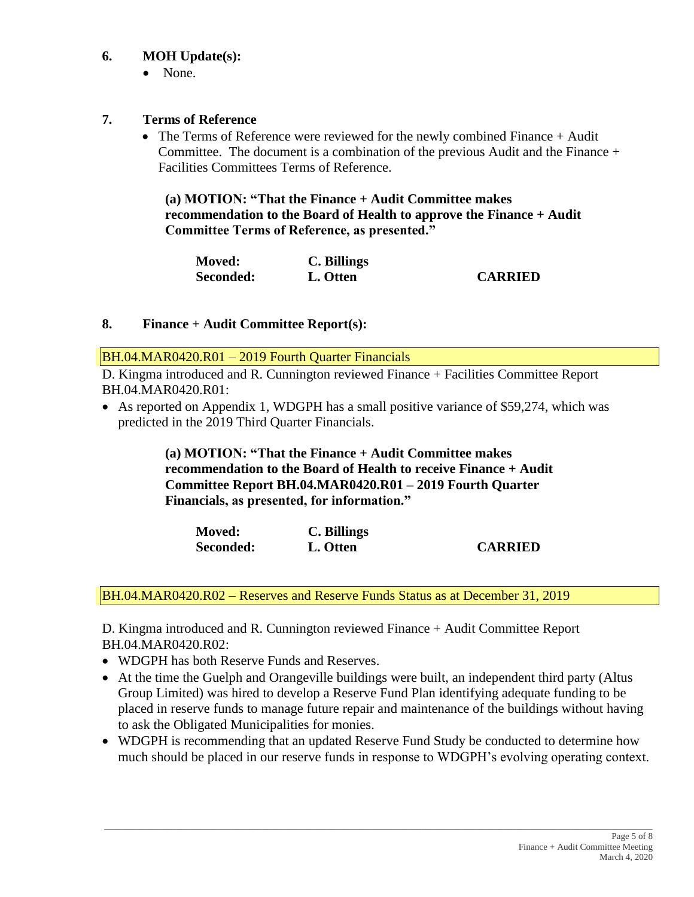## 6. MOH Update(s):

- None.

## 7. Terms of Reference

- The Terms of Reference were reviewed for the newly combined Finance + Audit Committee. The document is a combination of the previous Audit and the Finance + Facilities Committees Terms of Reference.

**(a) MOTION: "That the Finance + Audit Committee makes recommendation to the Board of Health to approve the Finance + Audit Committee Terms of Reference, as presented."**

**Moved:** **C. Billings**
**Seconded:** **L. Otten** **CARRIED**

## 8. Finance + Audit Committee Report(s):

BH.04.MAR0420.R01 – 2019 Fourth Quarter Financials

D. Kingma introduced and R. Cunnington reviewed Finance + Facilities Committee Report BH.04.MAR0420.R01:

- As reported on Appendix 1, WDGPH has a small positive variance of $59,274, which was predicted in the 2019 Third Quarter Financials.

**(a) MOTION: "That the Finance + Audit Committee makes recommendation to the Board of Health to receive Finance + Audit Committee Report BH.04.MAR0420.R01 – 2019 Fourth Quarter Financials, as presented, for information."**

**Moved:** **C. Billings**
**Seconded:** **L. Otten** **CARRIED**

BH.04.MAR0420.R02 – Reserves and Reserve Funds Status as at December 31, 2019

D. Kingma introduced and R. Cunnington reviewed Finance + Audit Committee Report BH.04.MAR0420.R02:

- WDGPH has both Reserve Funds and Reserves.
- At the time the Guelph and Orangeville buildings were built, an independent third party (Altus Group Limited) was hired to develop a Reserve Fund Plan identifying adequate funding to be placed in reserve funds to manage future repair and maintenance of the buildings without having to ask the Obligated Municipalities for monies.
- WDGPH is recommending that an updated Reserve Fund Study be conducted to determine how much should be placed in our reserve funds in response to WDGPH's evolving operating context.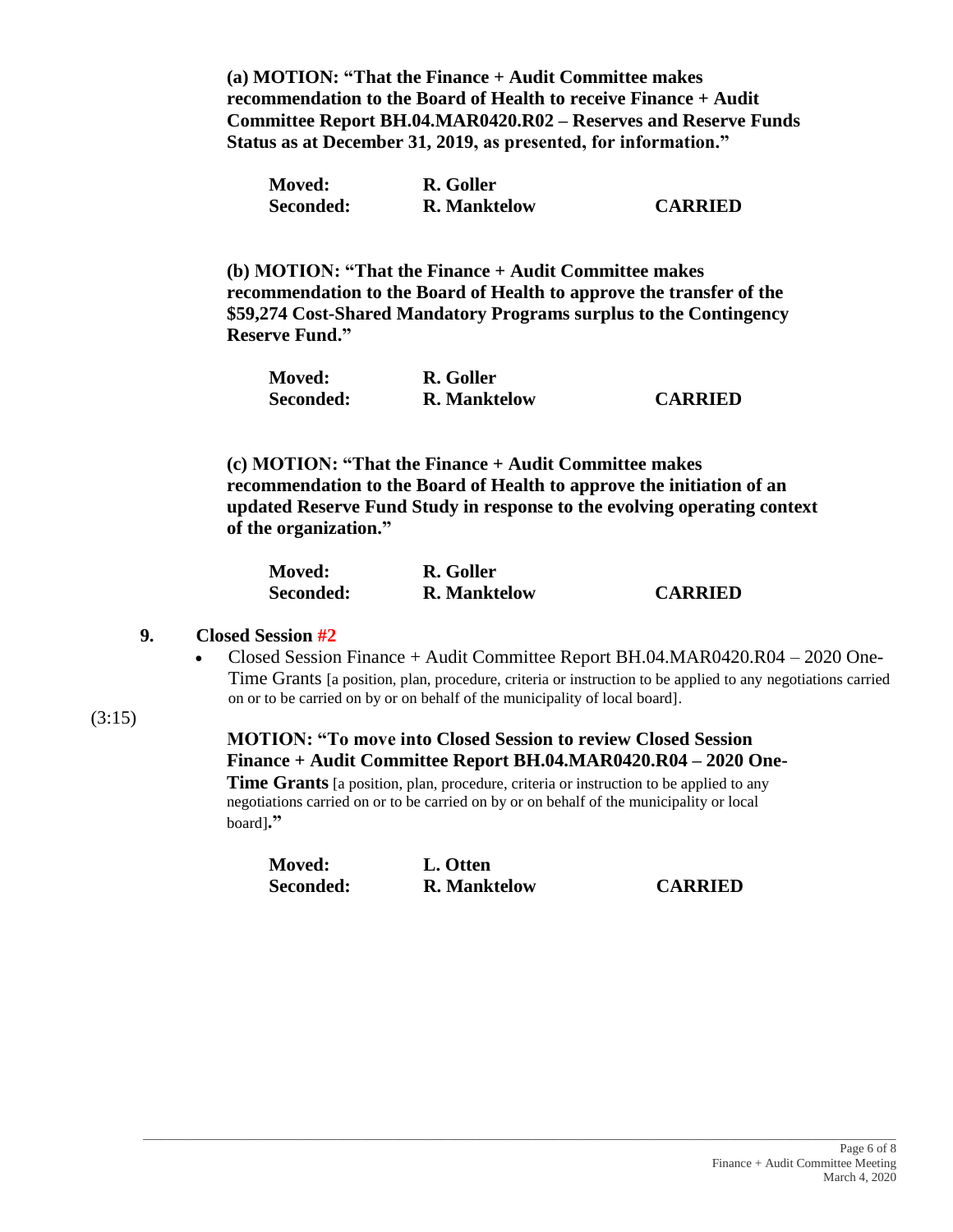**(a) MOTION: "That the Finance + Audit Committee makes recommendation to the Board of Health to receive Finance + Audit Committee Report BH.04.MAR0420.R02 – Reserves and Reserve Funds Status as at December 31, 2019, as presented, for information."**

| | | |
|---|---|---|
| **Moved:** | **R. Goller** | |
| **Seconded:** | **R. Manktelow** | **CARRIED** |

**(b) MOTION: "That the Finance + Audit Committee makes recommendation to the Board of Health to approve the transfer of the $59,274 Cost-Shared Mandatory Programs surplus to the Contingency Reserve Fund."**

| | | |
|---|---|---|
| **Moved:** | **R. Goller** | |
| **Seconded:** | **R. Manktelow** | **CARRIED** |

**(c) MOTION: "That the Finance + Audit Committee makes recommendation to the Board of Health to approve the initiation of an updated Reserve Fund Study in response to the evolving operating context of the organization."**

| | | |
|---|---|---|
| **Moved:** | **R. Goller** | |
| **Seconded:** | **R. Manktelow** | **CARRIED** |

## 9. Closed Session #2

- Closed Session Finance + Audit Committee Report BH.04.MAR0420.R04 – 2020 One-Time Grants [a position, plan, procedure, criteria or instruction to be applied to any negotiations carried on or to be carried on by or on behalf of the municipality of local board].

(3:15)

**MOTION: "To move into Closed Session to review Closed Session Finance + Audit Committee Report BH.04.MAR0420.R04 – 2020 One-Time Grants** [a position, plan, procedure, criteria or instruction to be applied to any negotiations carried on or to be carried on by or on behalf of the municipality or local board]**."**

| | | |
|---|---|---|
| **Moved:** | **L. Otten** | |
| **Seconded:** | **R. Manktelow** | **CARRIED** |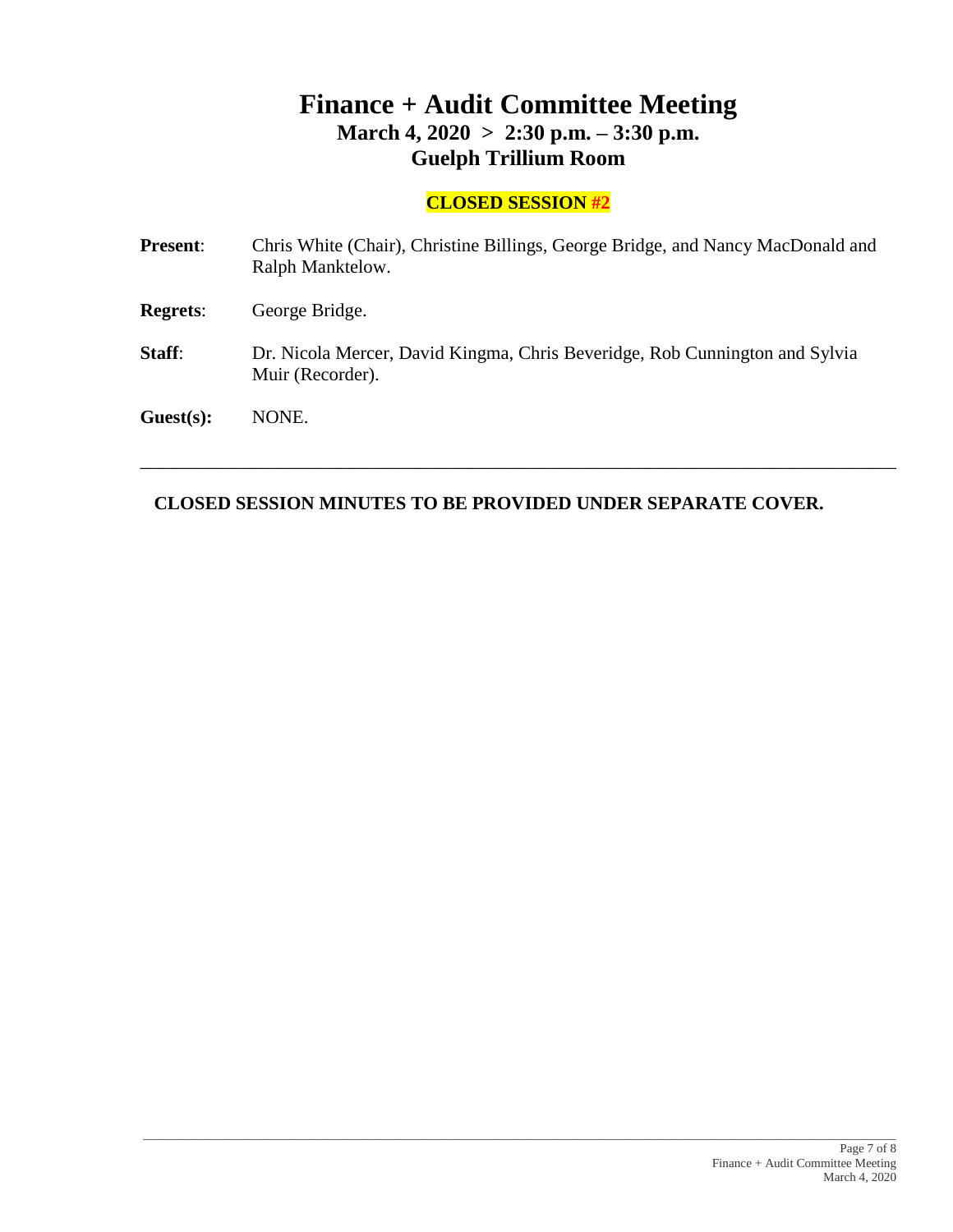# Finance + Audit Committee Meeting

## March 4, 2020 > 2:30 p.m. – 3:30 p.m.

## Guelph Trillium Room

**CLOSED SESSION #2**

**Present**: Chris White (Chair), Christine Billings, George Bridge, and Nancy MacDonald and Ralph Manktelow.

**Regrets**: George Bridge.

**Staff**: Dr. Nicola Mercer, David Kingma, Chris Beveridge, Rob Cunnington and Sylvia Muir (Recorder).

**Guest(s):** NONE.

---

**CLOSED SESSION MINUTES TO BE PROVIDED UNDER SEPARATE COVER.**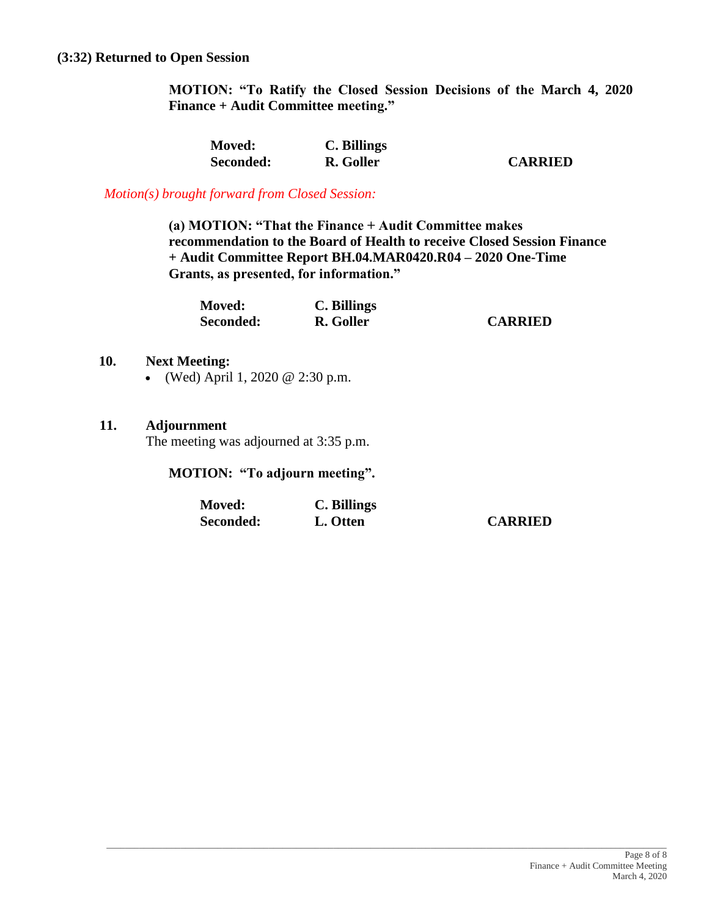**(3:32) Returned to Open Session**

**MOTION: "To Ratify the Closed Session Decisions of the March 4, 2020 Finance + Audit Committee meeting."**

| | | |
|---|---|---|
| **Moved:** | **C. Billings** | |
| **Seconded:** | **R. Goller** | **CARRIED** |

*Motion(s) brought forward from Closed Session:*

**(a) MOTION: "That the Finance + Audit Committee makes recommendation to the Board of Health to receive Closed Session Finance + Audit Committee Report BH.04.MAR0420.R04 – 2020 One-Time Grants, as presented, for information."**

| | | |
|---|---|---|
| **Moved:** | **C. Billings** | |
| **Seconded:** | **R. Goller** | **CARRIED** |

## 10. Next Meeting:

- (Wed) April 1, 2020 @ 2:30 p.m.

## 11. Adjournment

The meeting was adjourned at 3:35 p.m.

**MOTION: "To adjourn meeting".**

| | | |
|---|---|---|
| **Moved:** | **C. Billings** | |
| **Seconded:** | **L. Otten** | **CARRIED** |